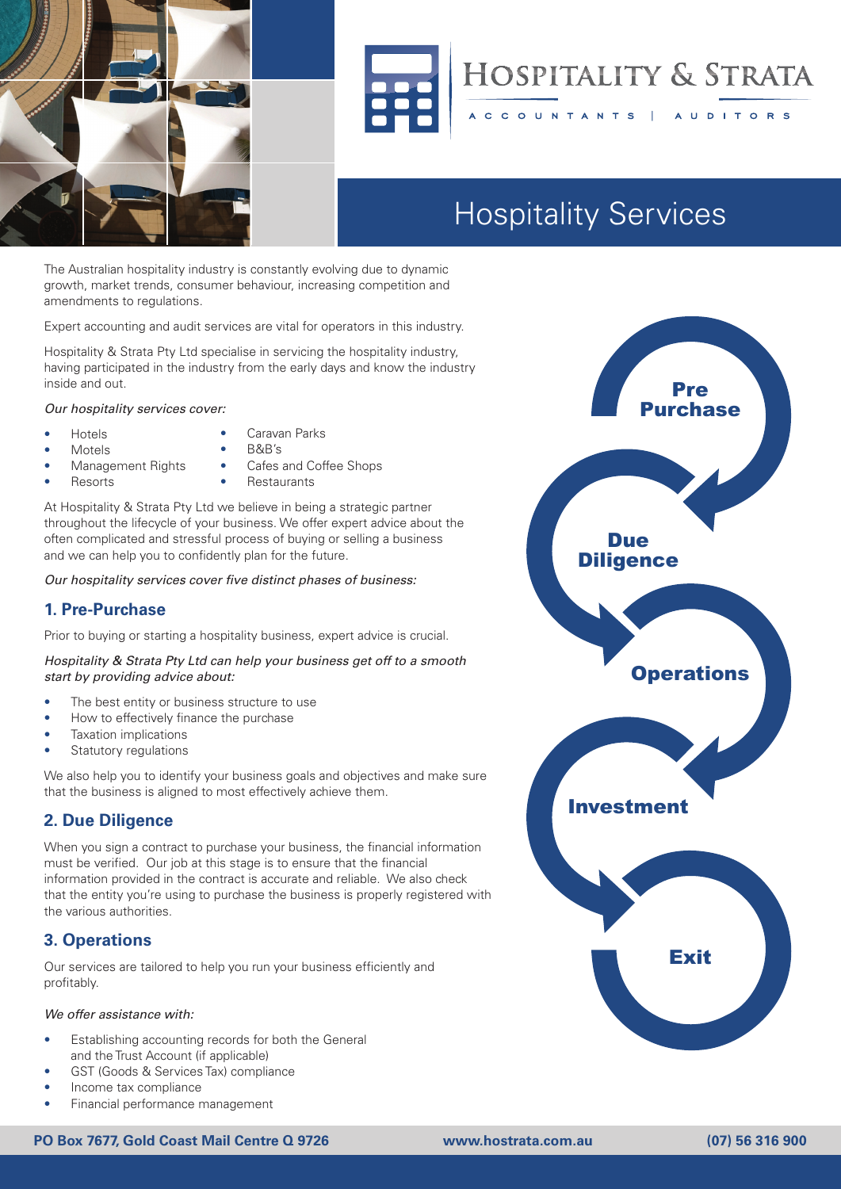# HOSPITALITY & STRATA

ACCOUNTANTS | AUDITORS

# Hospitality Services

The Australian hospitality industry is constantly evolving due to dynamic growth, market trends, consumer behaviour, increasing competition and amendments to regulations.

Expert accounting and audit services are vital for operators in this industry.

Hospitality & Strata Pty Ltd specialise in servicing the hospitality industry, having participated in the industry from the early days and know the industry inside and out.

*Our hospitality services cover:*

- Hotels
- Motels
- Management Rights
- Resorts
- Caravan Parks
- B&B's
- Cafes and Coffee Shops
- Restaurants

At Hospitality & Strata Pty Ltd we believe in being a strategic partner throughout the lifecycle of your business. We offer expert advice about the often complicated and stressful process of buying or selling a business and we can help you to confidently plan for the future.

*Our hospitality services cover five distinct phases of business:*

Pre Purchase → Due Diligence → Operations → Investment → Exit

## 1. Pre-Purchase

Prior to buying or starting a hospitality business, expert advice is crucial.

*Hospitality & Strata Pty Ltd can help your business get off to a smooth start by providing advice about:*

- The best entity or business structure to use
- How to effectively finance the purchase
- Taxation implications
- Statutory regulations

We also help you to identify your business goals and objectives and make sure that the business is aligned to most effectively achieve them.

## 2. Due Diligence

When you sign a contract to purchase your business, the financial information must be verified. Our job at this stage is to ensure that the financial information provided in the contract is accurate and reliable. We also check that the entity you're using to purchase the business is properly registered with the various authorities.

## 3. Operations

Our services are tailored to help you run your business efficiently and profitably.

*We offer assistance with:*

- Establishing accounting records for both the General and the Trust Account (if applicable)
- GST (Goods & Services Tax) compliance
- Income tax compliance
- Financial performance management

**PO Box 7677, Gold Coast Mail Centre Q 9726** | **www.hostrata.com.au** | **(07) 56 316 900**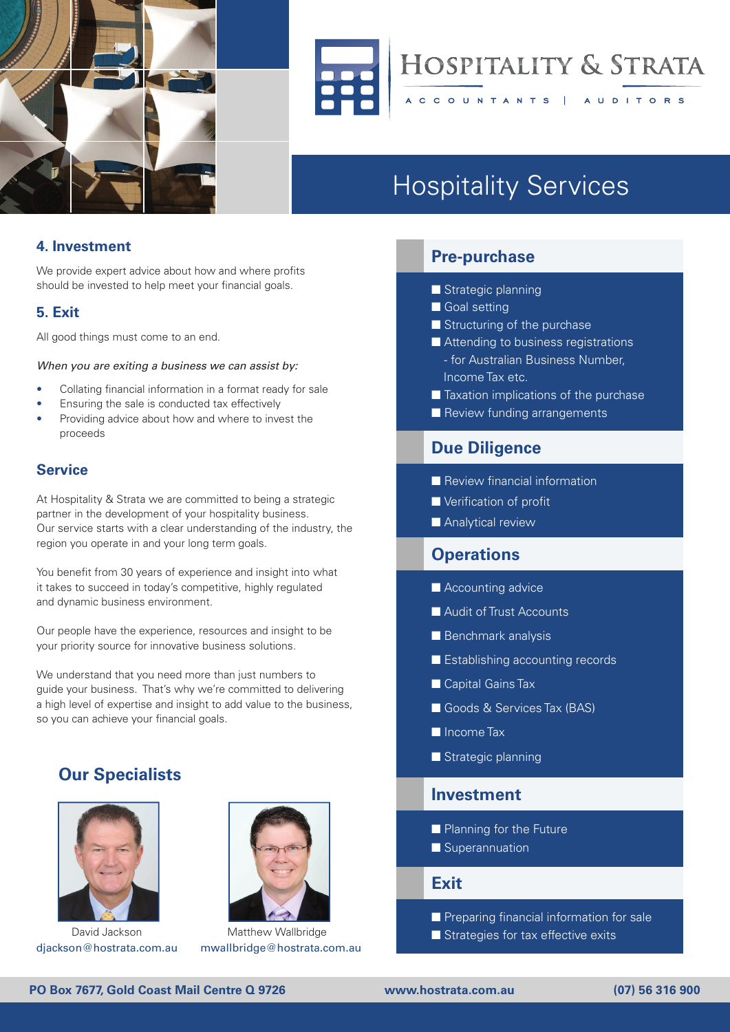# HOSPITALITY & STRATA

ACCOUNTANTS | AUDITORS

## Hospitality Services

### 4. Investment

We provide expert advice about how and where profits should be invested to help meet your financial goals.

### 5. Exit

All good things must come to an end.

*When you are exiting a business we can assist by:*

- Collating financial information in a format ready for sale
- Ensuring the sale is conducted tax effectively
- Providing advice about how and where to invest the proceeds

### Service

At Hospitality & Strata we are committed to being a strategic partner in the development of your hospitality business. Our service starts with a clear understanding of the industry, the region you operate in and your long term goals.

You benefit from 30 years of experience and insight into what it takes to succeed in today's competitive, highly regulated and dynamic business environment.

Our people have the experience, resources and insight to be your priority source for innovative business solutions.

We understand that you need more than just numbers to guide your business. That's why we're committed to delivering a high level of expertise and insight to add value to the business, so you can achieve your financial goals.

### Our Specialists

David Jackson
djackson@hostrata.com.au

Matthew Wallbridge
mwallbridge@hostrata.com.au

### Pre-purchase

- Strategic planning
- Goal setting
- Structuring of the purchase
- Attending to business registrations - for Australian Business Number, Income Tax etc.
- Taxation implications of the purchase
- Review funding arrangements

### Due Diligence

- Review financial information
- Verification of profit
- Analytical review

### Operations

- Accounting advice
- Audit of Trust Accounts
- Benchmark analysis
- Establishing accounting records
- Capital Gains Tax
- Goods & Services Tax (BAS)
- Income Tax
- Strategic planning

### Investment

- Planning for the Future
- Superannuation

### Exit

- Preparing financial information for sale
- Strategies for tax effective exits

**PO Box 7677, Gold Coast Mail Centre Q 9726** | **www.hostrata.com.au** | **(07) 56 316 900**